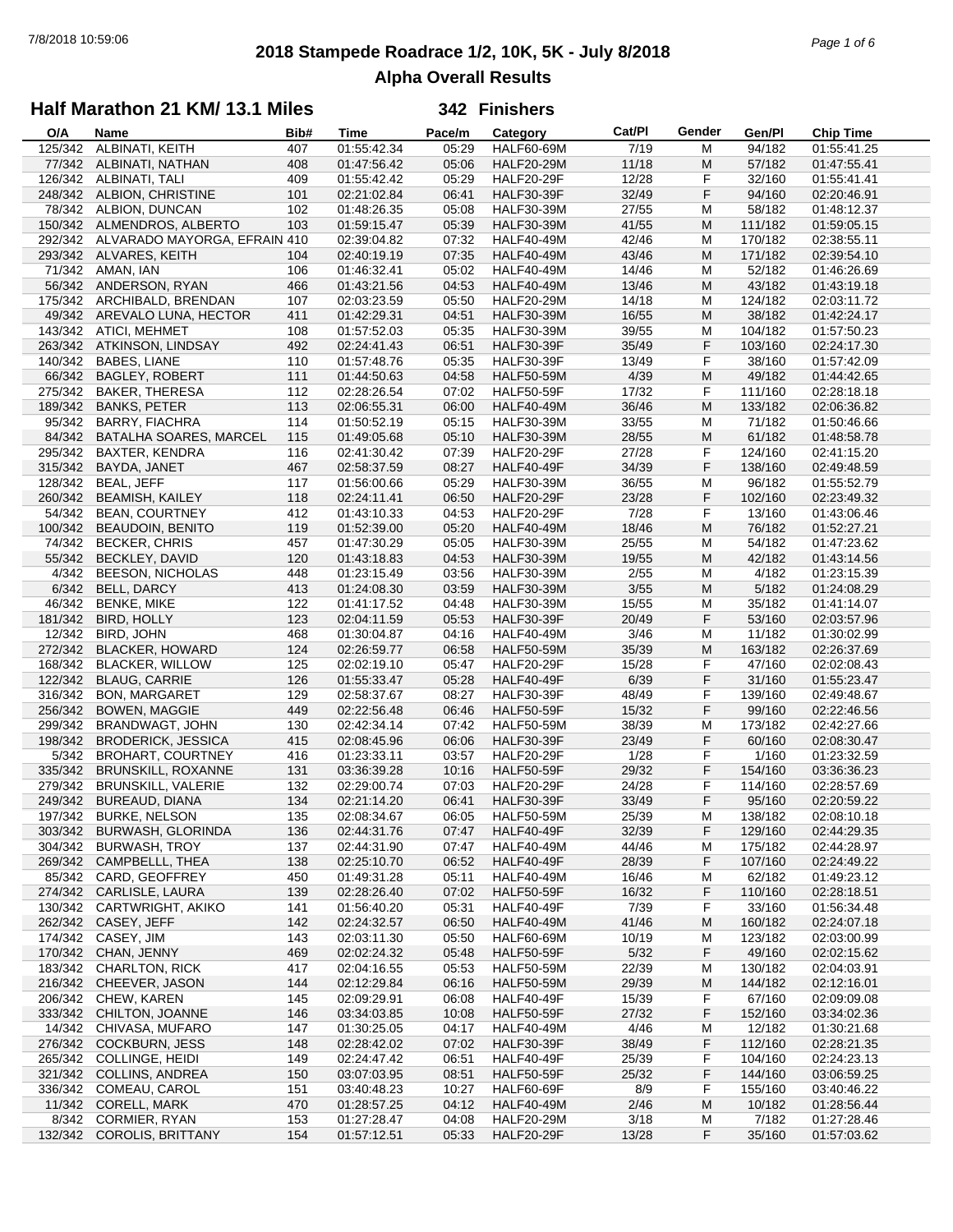# 2018 Stampede Roadrace 1/2, 10K, 5K - July 8/2018

## Alpha Overall Results

### Half Marathon 21 KM/ 13.1 Miles — 342 Finishers

| O/A | Name | Bib# | Time | Pace/m | Category | Cat/Pl | Gender | Gen/Pl | Chip Time |
|---|---|---|---|---|---|---|---|---|---|
| 125/342 | ALBINATI, KEITH | 407 | 01:55:42.34 | 05:29 | HALF60-69M | 7/19 | M | 94/182 | 01:55:41.25 |
| 77/342 | ALBINATI, NATHAN | 408 | 01:47:56.42 | 05:06 | HALF20-29M | 11/18 | M | 57/182 | 01:47:55.41 |
| 126/342 | ALBINATI, TALI | 409 | 01:55:42.42 | 05:29 | HALF20-29F | 12/28 | F | 32/160 | 01:55:41.41 |
| 248/342 | ALBION, CHRISTINE | 101 | 02:21:02.84 | 06:41 | HALF30-39F | 32/49 | F | 94/160 | 02:20:46.91 |
| 78/342 | ALBION, DUNCAN | 102 | 01:48:26.35 | 05:08 | HALF30-39M | 27/55 | M | 58/182 | 01:48:12.37 |
| 150/342 | ALMENDROS, ALBERTO | 103 | 01:59:15.47 | 05:39 | HALF30-39M | 41/55 | M | 111/182 | 01:59:05.15 |
| 292/342 | ALVARADO MAYORGA, EFRAIN | 410 | 02:39:04.82 | 07:32 | HALF40-49M | 42/46 | M | 170/182 | 02:38:55.11 |
| 293/342 | ALVARES, KEITH | 104 | 02:40:19.19 | 07:35 | HALF40-49M | 43/46 | M | 171/182 | 02:39:54.10 |
| 71/342 | AMAN, IAN | 106 | 01:46:32.41 | 05:02 | HALF40-49M | 14/46 | M | 52/182 | 01:46:26.69 |
| 56/342 | ANDERSON, RYAN | 466 | 01:43:21.56 | 04:53 | HALF40-49M | 13/46 | M | 43/182 | 01:43:19.18 |
| 175/342 | ARCHIBALD, BRENDAN | 107 | 02:03:23.59 | 05:50 | HALF20-29M | 14/18 | M | 124/182 | 02:03:11.72 |
| 49/342 | AREVALO LUNA, HECTOR | 411 | 01:42:29.31 | 04:51 | HALF30-39M | 16/55 | M | 38/182 | 01:42:24.17 |
| 143/342 | ATICI, MEHMET | 108 | 01:57:52.03 | 05:35 | HALF30-39M | 39/55 | M | 104/182 | 01:57:50.23 |
| 263/342 | ATKINSON, LINDSAY | 492 | 02:24:41.43 | 06:51 | HALF30-39F | 35/49 | F | 103/160 | 02:24:17.30 |
| 140/342 | BABES, LIANE | 110 | 01:57:48.76 | 05:35 | HALF30-39F | 13/49 | F | 38/160 | 01:57:42.09 |
| 66/342 | BAGLEY, ROBERT | 111 | 01:44:50.63 | 04:58 | HALF50-59M | 4/39 | M | 49/182 | 01:44:42.65 |
| 275/342 | BAKER, THERESA | 112 | 02:28:26.54 | 07:02 | HALF50-59F | 17/32 | F | 111/160 | 02:28:18.18 |
| 189/342 | BANKS, PETER | 113 | 02:06:55.31 | 06:00 | HALF40-49M | 36/46 | M | 133/182 | 02:06:36.82 |
| 95/342 | BARRY, FIACHRA | 114 | 01:50:52.19 | 05:15 | HALF30-39M | 33/55 | M | 71/182 | 01:50:46.66 |
| 84/342 | BATALHA SOARES, MARCEL | 115 | 01:49:05.68 | 05:10 | HALF30-39M | 28/55 | M | 61/182 | 01:48:58.78 |
| 295/342 | BAXTER, KENDRA | 116 | 02:41:30.42 | 07:39 | HALF20-29F | 27/28 | F | 124/160 | 02:41:15.20 |
| 315/342 | BAYDA, JANET | 467 | 02:58:37.59 | 08:27 | HALF40-49F | 34/39 | F | 138/160 | 02:49:48.59 |
| 128/342 | BEAL, JEFF | 117 | 01:56:00.66 | 05:29 | HALF30-39M | 36/55 | M | 96/182 | 01:55:52.79 |
| 260/342 | BEAMISH, KAILEY | 118 | 02:24:11.41 | 06:50 | HALF20-29F | 23/28 | F | 102/160 | 02:23:49.32 |
| 54/342 | BEAN, COURTNEY | 412 | 01:43:10.33 | 04:53 | HALF20-29F | 7/28 | F | 13/160 | 01:43:06.46 |
| 100/342 | BEAUDOIN, BENITO | 119 | 01:52:39.00 | 05:20 | HALF40-49M | 18/46 | M | 76/182 | 01:52:27.21 |
| 74/342 | BECKER, CHRIS | 457 | 01:47:30.29 | 05:05 | HALF30-39M | 25/55 | M | 54/182 | 01:47:23.62 |
| 55/342 | BECKLEY, DAVID | 120 | 01:43:18.83 | 04:53 | HALF30-39M | 19/55 | M | 42/182 | 01:43:14.56 |
| 4/342 | BEESON, NICHOLAS | 448 | 01:23:15.49 | 03:56 | HALF30-39M | 2/55 | M | 4/182 | 01:23:15.39 |
| 6/342 | BELL, DARCY | 413 | 01:24:08.30 | 03:59 | HALF30-39M | 3/55 | M | 5/182 | 01:24:08.29 |
| 46/342 | BENKE, MIKE | 122 | 01:41:17.52 | 04:48 | HALF30-39M | 15/55 | M | 35/182 | 01:41:14.07 |
| 181/342 | BIRD, HOLLY | 123 | 02:04:11.59 | 05:53 | HALF30-39F | 20/49 | F | 53/160 | 02:03:57.96 |
| 12/342 | BIRD, JOHN | 468 | 01:30:04.87 | 04:16 | HALF40-49M | 3/46 | M | 11/182 | 01:30:02.99 |
| 272/342 | BLACKER, HOWARD | 124 | 02:26:59.77 | 06:58 | HALF50-59M | 35/39 | M | 163/182 | 02:26:37.69 |
| 168/342 | BLACKER, WILLOW | 125 | 02:02:19.10 | 05:47 | HALF20-29F | 15/28 | F | 47/160 | 02:02:08.43 |
| 122/342 | BLAUG, CARRIE | 126 | 01:55:33.47 | 05:28 | HALF40-49F | 6/39 | F | 31/160 | 01:55:23.47 |
| 316/342 | BON, MARGARET | 129 | 02:58:37.67 | 08:27 | HALF30-39F | 48/49 | F | 139/160 | 02:49:48.67 |
| 256/342 | BOWEN, MAGGIE | 449 | 02:22:56.48 | 06:46 | HALF50-59F | 15/32 | F | 99/160 | 02:22:46.56 |
| 299/342 | BRANDWAGT, JOHN | 130 | 02:42:34.14 | 07:42 | HALF50-59M | 38/39 | M | 173/182 | 02:42:27.66 |
| 198/342 | BRODERICK, JESSICA | 415 | 02:08:45.96 | 06:06 | HALF30-39F | 23/49 | F | 60/160 | 02:08:30.47 |
| 5/342 | BROHART, COURTNEY | 416 | 01:23:33.11 | 03:57 | HALF20-29F | 1/28 | F | 1/160 | 01:23:32.59 |
| 335/342 | BRUNSKILL, ROXANNE | 131 | 03:36:39.28 | 10:16 | HALF50-59F | 29/32 | F | 154/160 | 03:36:36.23 |
| 279/342 | BRUNSKILL, VALERIE | 132 | 02:29:00.74 | 07:03 | HALF20-29F | 24/28 | F | 114/160 | 02:28:57.69 |
| 249/342 | BUREAUD, DIANA | 134 | 02:21:14.20 | 06:41 | HALF30-39F | 33/49 | F | 95/160 | 02:20:59.22 |
| 197/342 | BURKE, NELSON | 135 | 02:08:34.67 | 06:05 | HALF50-59M | 25/39 | M | 138/182 | 02:08:10.18 |
| 303/342 | BURWASH, GLORINDA | 136 | 02:44:31.76 | 07:47 | HALF40-49F | 32/39 | F | 129/160 | 02:44:29.35 |
| 304/342 | BURWASH, TROY | 137 | 02:44:31.90 | 07:47 | HALF40-49M | 44/46 | M | 175/182 | 02:44:28.97 |
| 269/342 | CAMPBELLL, THEA | 138 | 02:25:10.70 | 06:52 | HALF40-49F | 28/39 | F | 107/160 | 02:24:49.22 |
| 85/342 | CARD, GEOFFREY | 450 | 01:49:31.28 | 05:11 | HALF40-49M | 16/46 | M | 62/182 | 01:49:23.12 |
| 274/342 | CARLISLE, LAURA | 139 | 02:28:26.40 | 07:02 | HALF50-59F | 16/32 | F | 110/160 | 02:28:18.51 |
| 130/342 | CARTWRIGHT, AKIKO | 141 | 01:56:40.20 | 05:31 | HALF40-49F | 7/39 | F | 33/160 | 01:56:34.48 |
| 262/342 | CASEY, JEFF | 142 | 02:24:32.57 | 06:50 | HALF40-49M | 41/46 | M | 160/182 | 02:24:07.18 |
| 174/342 | CASEY, JIM | 143 | 02:03:11.30 | 05:50 | HALF60-69M | 10/19 | M | 123/182 | 02:03:00.99 |
| 170/342 | CHAN, JENNY | 469 | 02:02:24.32 | 05:48 | HALF50-59F | 5/32 | F | 49/160 | 02:02:15.62 |
| 183/342 | CHARLTON, RICK | 417 | 02:04:16.55 | 05:53 | HALF50-59M | 22/39 | M | 130/182 | 02:04:03.91 |
| 216/342 | CHEEVER, JASON | 144 | 02:12:29.84 | 06:16 | HALF50-59M | 29/39 | M | 144/182 | 02:12:16.01 |
| 206/342 | CHEW, KAREN | 145 | 02:09:29.91 | 06:08 | HALF40-49F | 15/39 | F | 67/160 | 02:09:09.08 |
| 333/342 | CHILTON, JOANNE | 146 | 03:34:03.85 | 10:08 | HALF50-59F | 27/32 | F | 152/160 | 03:34:02.36 |
| 14/342 | CHIVASA, MUFARO | 147 | 01:30:25.05 | 04:17 | HALF40-49M | 4/46 | M | 12/182 | 01:30:21.68 |
| 276/342 | COCKBURN, JESS | 148 | 02:28:42.02 | 07:02 | HALF30-39F | 38/49 | F | 112/160 | 02:28:21.35 |
| 265/342 | COLLINGE, HEIDI | 149 | 02:24:47.42 | 06:51 | HALF40-49F | 25/39 | F | 104/160 | 02:24:23.13 |
| 321/342 | COLLINS, ANDREA | 150 | 03:07:03.95 | 08:51 | HALF50-59F | 25/32 | F | 144/160 | 03:06:59.25 |
| 336/342 | COMEAU, CAROL | 151 | 03:40:48.23 | 10:27 | HALF60-69F | 8/9 | F | 155/160 | 03:40:46.22 |
| 11/342 | CORELL, MARK | 470 | 01:28:57.25 | 04:12 | HALF40-49M | 2/46 | M | 10/182 | 01:28:56.44 |
| 8/342 | CORMIER, RYAN | 153 | 01:27:28.47 | 04:08 | HALF20-29M | 3/18 | M | 7/182 | 01:27:28.46 |
| 132/342 | COROLIS, BRITTANY | 154 | 01:57:12.51 | 05:33 | HALF20-29F | 13/28 | F | 35/160 | 01:57:03.62 |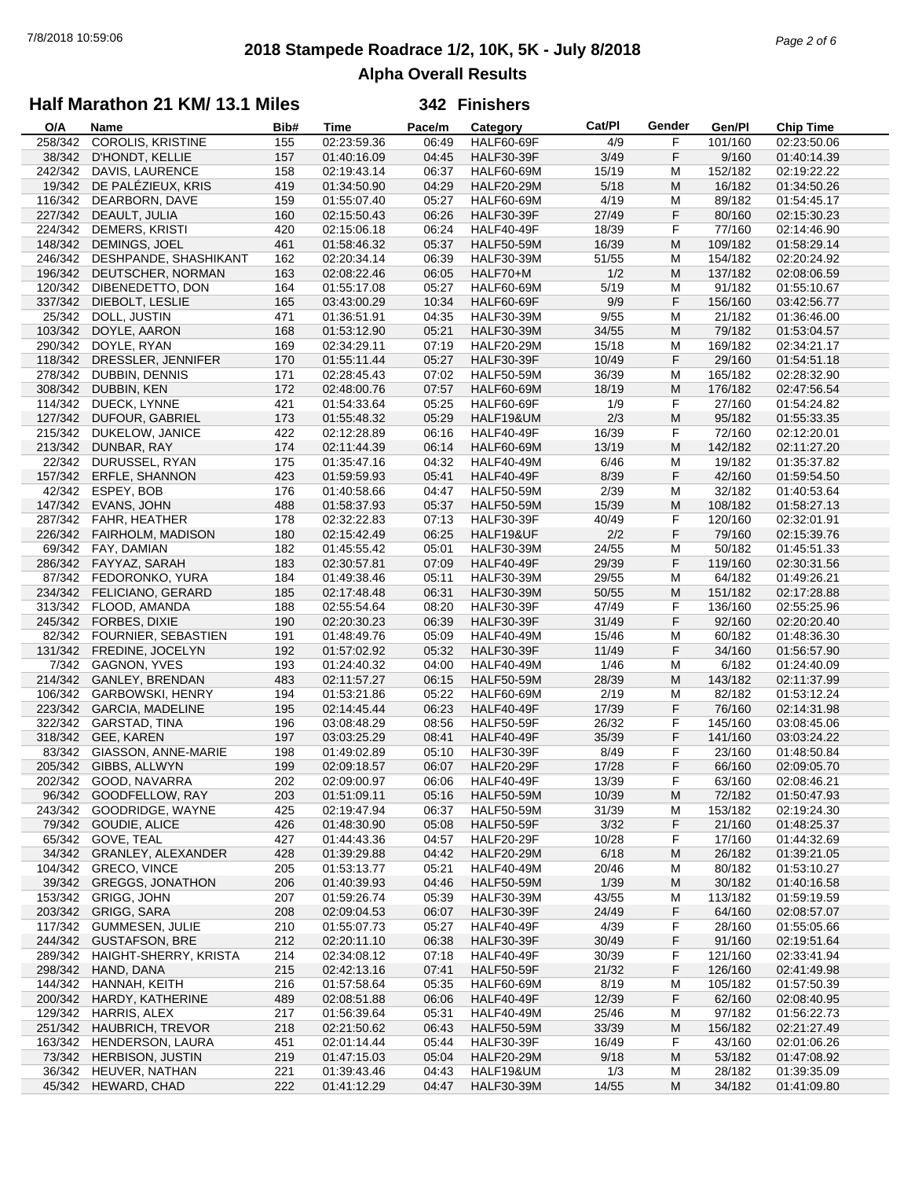# 2018 Stampede Roadrace 1/2, 10K, 5K - July 8/2018

## Alpha Overall Results

### Half Marathon 21 KM/ 13.1 Miles — 342 Finishers

| O/A | Name | Bib# | Time | Pace/m | Category | Cat/Pl | Gender | Gen/Pl | Chip Time |
|---|---|---|---|---|---|---|---|---|---|
| 258/342 | COROLIS, KRISTINE | 155 | 02:23:59.36 | 06:49 | HALF60-69F | 4/9 | F | 101/160 | 02:23:50.06 |
| 38/342 | D'HONDT, KELLIE | 157 | 01:40:16.09 | 04:45 | HALF30-39F | 3/49 | F | 9/160 | 01:40:14.39 |
| 242/342 | DAVIS, LAURENCE | 158 | 02:19:43.14 | 06:37 | HALF60-69M | 15/19 | M | 152/182 | 02:19:22.22 |
| 19/342 | DE PALÉZIEUX, KRIS | 419 | 01:34:50.90 | 04:29 | HALF20-29M | 5/18 | M | 16/182 | 01:34:50.26 |
| 116/342 | DEARBORN, DAVE | 159 | 01:55:07.40 | 05:27 | HALF60-69M | 4/19 | M | 89/182 | 01:54:45.17 |
| 227/342 | DEAULT, JULIA | 160 | 02:15:50.43 | 06:26 | HALF30-39F | 27/49 | F | 80/160 | 02:15:30.23 |
| 224/342 | DEMERS, KRISTI | 420 | 02:15:06.18 | 06:24 | HALF40-49F | 18/39 | F | 77/160 | 02:14:46.90 |
| 148/342 | DEMINGS, JOEL | 461 | 01:58:46.32 | 05:37 | HALF50-59M | 16/39 | M | 109/182 | 01:58:29.14 |
| 246/342 | DESHPANDE, SHASHIKANT | 162 | 02:20:34.14 | 06:39 | HALF30-39M | 51/55 | M | 154/182 | 02:20:24.92 |
| 196/342 | DEUTSCHER, NORMAN | 163 | 02:08:22.46 | 06:05 | HALF70+M | 1/2 | M | 137/182 | 02:08:06.59 |
| 120/342 | DIBENEDETTO, DON | 164 | 01:55:17.08 | 05:27 | HALF60-69M | 5/19 | M | 91/182 | 01:55:10.67 |
| 337/342 | DIEBOLT, LESLIE | 165 | 03:43:00.29 | 10:34 | HALF60-69F | 9/9 | F | 156/160 | 03:42:56.77 |
| 25/342 | DOLL, JUSTIN | 471 | 01:36:51.91 | 04:35 | HALF30-39M | 9/55 | M | 21/182 | 01:36:46.00 |
| 103/342 | DOYLE, AARON | 168 | 01:53:12.90 | 05:21 | HALF30-39M | 34/55 | M | 79/182 | 01:53:04.57 |
| 290/342 | DOYLE, RYAN | 169 | 02:34:29.11 | 07:19 | HALF20-29M | 15/18 | M | 169/182 | 02:34:21.17 |
| 118/342 | DRESSLER, JENNIFER | 170 | 01:55:11.44 | 05:27 | HALF30-39F | 10/49 | F | 29/160 | 01:54:51.18 |
| 278/342 | DUBBIN, DENNIS | 171 | 02:28:45.43 | 07:02 | HALF50-59M | 36/39 | M | 165/182 | 02:28:32.90 |
| 308/342 | DUBBIN, KEN | 172 | 02:48:00.76 | 07:57 | HALF60-69M | 18/19 | M | 176/182 | 02:47:56.54 |
| 114/342 | DUECK, LYNNE | 421 | 01:54:33.64 | 05:25 | HALF60-69F | 1/9 | F | 27/160 | 01:54:24.82 |
| 127/342 | DUFOUR, GABRIEL | 173 | 01:55:48.32 | 05:29 | HALF19&UM | 2/3 | M | 95/182 | 01:55:33.35 |
| 215/342 | DUKELOW, JANICE | 422 | 02:12:28.89 | 06:16 | HALF40-49F | 16/39 | F | 72/160 | 02:12:20.01 |
| 213/342 | DUNBAR, RAY | 174 | 02:11:44.39 | 06:14 | HALF60-69M | 13/19 | M | 142/182 | 02:11:27.20 |
| 22/342 | DURUSSEL, RYAN | 175 | 01:35:47.16 | 04:32 | HALF40-49M | 6/46 | M | 19/182 | 01:35:37.82 |
| 157/342 | ERFLE, SHANNON | 423 | 01:59:59.93 | 05:41 | HALF40-49F | 8/39 | F | 42/160 | 01:59:54.50 |
| 42/342 | ESPEY, BOB | 176 | 01:40:58.66 | 04:47 | HALF50-59M | 2/39 | M | 32/182 | 01:40:53.64 |
| 147/342 | EVANS, JOHN | 488 | 01:58:37.93 | 05:37 | HALF50-59M | 15/39 | M | 108/182 | 01:58:27.13 |
| 287/342 | FAHR, HEATHER | 178 | 02:32:22.83 | 07:13 | HALF30-39F | 40/49 | F | 120/160 | 02:32:01.91 |
| 226/342 | FAIRHOLM, MADISON | 180 | 02:15:42.49 | 06:25 | HALF19&UF | 2/2 | F | 79/160 | 02:15:39.76 |
| 69/342 | FAY, DAMIAN | 182 | 01:45:55.42 | 05:01 | HALF30-39M | 24/55 | M | 50/182 | 01:45:51.33 |
| 286/342 | FAYYAZ, SARAH | 183 | 02:30:57.81 | 07:09 | HALF40-49F | 29/39 | F | 119/160 | 02:30:31.56 |
| 87/342 | FEDORONKO, YURA | 184 | 01:49:38.46 | 05:11 | HALF30-39M | 29/55 | M | 64/182 | 01:49:26.21 |
| 234/342 | FELICIANO, GERARD | 185 | 02:17:48.48 | 06:31 | HALF30-39M | 50/55 | M | 151/182 | 02:17:28.88 |
| 313/342 | FLOOD, AMANDA | 188 | 02:55:54.64 | 08:20 | HALF30-39F | 47/49 | F | 136/160 | 02:55:25.96 |
| 245/342 | FORBES, DIXIE | 190 | 02:20:30.23 | 06:39 | HALF30-39F | 31/49 | F | 92/160 | 02:20:20.40 |
| 82/342 | FOURNIER, SEBASTIEN | 191 | 01:48:49.76 | 05:09 | HALF40-49M | 15/46 | M | 60/182 | 01:48:36.30 |
| 131/342 | FREDINE, JOCELYN | 192 | 01:57:02.92 | 05:32 | HALF30-39F | 11/49 | F | 34/160 | 01:56:57.90 |
| 7/342 | GAGNON, YVES | 193 | 01:24:40.32 | 04:00 | HALF40-49M | 1/46 | M | 6/182 | 01:24:40.09 |
| 214/342 | GANLEY, BRENDAN | 483 | 02:11:57.27 | 06:15 | HALF50-59M | 28/39 | M | 143/182 | 02:11:37.99 |
| 106/342 | GARBOWSKI, HENRY | 194 | 01:53:21.86 | 05:22 | HALF60-69M | 2/19 | M | 82/182 | 01:53:12.24 |
| 223/342 | GARCIA, MADELINE | 195 | 02:14:45.44 | 06:23 | HALF40-49F | 17/39 | F | 76/160 | 02:14:31.98 |
| 322/342 | GARSTAD, TINA | 196 | 03:08:48.29 | 08:56 | HALF50-59F | 26/32 | F | 145/160 | 03:08:45.06 |
| 318/342 | GEE, KAREN | 197 | 03:03:25.29 | 08:41 | HALF40-49F | 35/39 | F | 141/160 | 03:03:24.22 |
| 83/342 | GIASSON, ANNE-MARIE | 198 | 01:49:02.89 | 05:10 | HALF30-39F | 8/49 | F | 23/160 | 01:48:50.84 |
| 205/342 | GIBBS, ALLWYN | 199 | 02:09:18.57 | 06:07 | HALF20-29F | 17/28 | F | 66/160 | 02:09:05.70 |
| 202/342 | GOOD, NAVARRA | 202 | 02:09:00.97 | 06:06 | HALF40-49F | 13/39 | F | 63/160 | 02:08:46.21 |
| 96/342 | GOODFELLOW, RAY | 203 | 01:51:09.11 | 05:16 | HALF50-59M | 10/39 | M | 72/182 | 01:50:47.93 |
| 243/342 | GOODRIDGE, WAYNE | 425 | 02:19:47.94 | 06:37 | HALF50-59M | 31/39 | M | 153/182 | 02:19:24.30 |
| 79/342 | GOUDIE, ALICE | 426 | 01:48:30.90 | 05:08 | HALF50-59F | 3/32 | F | 21/160 | 01:48:25.37 |
| 65/342 | GOVE, TEAL | 427 | 01:44:43.36 | 04:57 | HALF20-29F | 10/28 | F | 17/160 | 01:44:32.69 |
| 34/342 | GRANLEY, ALEXANDER | 428 | 01:39:29.88 | 04:42 | HALF20-29M | 6/18 | M | 26/182 | 01:39:21.05 |
| 104/342 | GRECO, VINCE | 205 | 01:53:13.77 | 05:21 | HALF40-49M | 20/46 | M | 80/182 | 01:53:10.27 |
| 39/342 | GREGGS, JONATHON | 206 | 01:40:39.93 | 04:46 | HALF50-59M | 1/39 | M | 30/182 | 01:40:16.58 |
| 153/342 | GRIGG, JOHN | 207 | 01:59:26.74 | 05:39 | HALF30-39M | 43/55 | M | 113/182 | 01:59:19.59 |
| 203/342 | GRIGG, SARA | 208 | 02:09:04.53 | 06:07 | HALF30-39F | 24/49 | F | 64/160 | 02:08:57.07 |
| 117/342 | GUMMESEN, JULIE | 210 | 01:55:07.73 | 05:27 | HALF40-49F | 4/39 | F | 28/160 | 01:55:05.66 |
| 244/342 | GUSTAFSON, BRE | 212 | 02:20:11.10 | 06:38 | HALF30-39F | 30/49 | F | 91/160 | 02:19:51.64 |
| 289/342 | HAIGHT-SHERRY, KRISTA | 214 | 02:34:08.12 | 07:18 | HALF40-49F | 30/39 | F | 121/160 | 02:33:41.94 |
| 298/342 | HAND, DANA | 215 | 02:42:13.16 | 07:41 | HALF50-59F | 21/32 | F | 126/160 | 02:41:49.98 |
| 144/342 | HANNAH, KEITH | 216 | 01:57:58.64 | 05:35 | HALF60-69M | 8/19 | M | 105/182 | 01:57:50.39 |
| 200/342 | HARDY, KATHERINE | 489 | 02:08:51.88 | 06:06 | HALF40-49F | 12/39 | F | 62/160 | 02:08:40.95 |
| 129/342 | HARRIS, ALEX | 217 | 01:56:39.64 | 05:31 | HALF40-49M | 25/46 | M | 97/182 | 01:56:22.73 |
| 251/342 | HAUBRICH, TREVOR | 218 | 02:21:50.62 | 06:43 | HALF50-59M | 33/39 | M | 156/182 | 02:21:27.49 |
| 163/342 | HENDERSON, LAURA | 451 | 02:01:14.44 | 05:44 | HALF30-39F | 16/49 | F | 43/160 | 02:01:06.26 |
| 73/342 | HERBISON, JUSTIN | 219 | 01:47:15.03 | 05:04 | HALF20-29M | 9/18 | M | 53/182 | 01:47:08.92 |
| 36/342 | HEUVER, NATHAN | 221 | 01:39:43.46 | 04:43 | HALF19&UM | 1/3 | M | 28/182 | 01:39:35.09 |
| 45/342 | HEWARD, CHAD | 222 | 01:41:12.29 | 04:47 | HALF30-39M | 14/55 | M | 34/182 | 01:41:09.80 |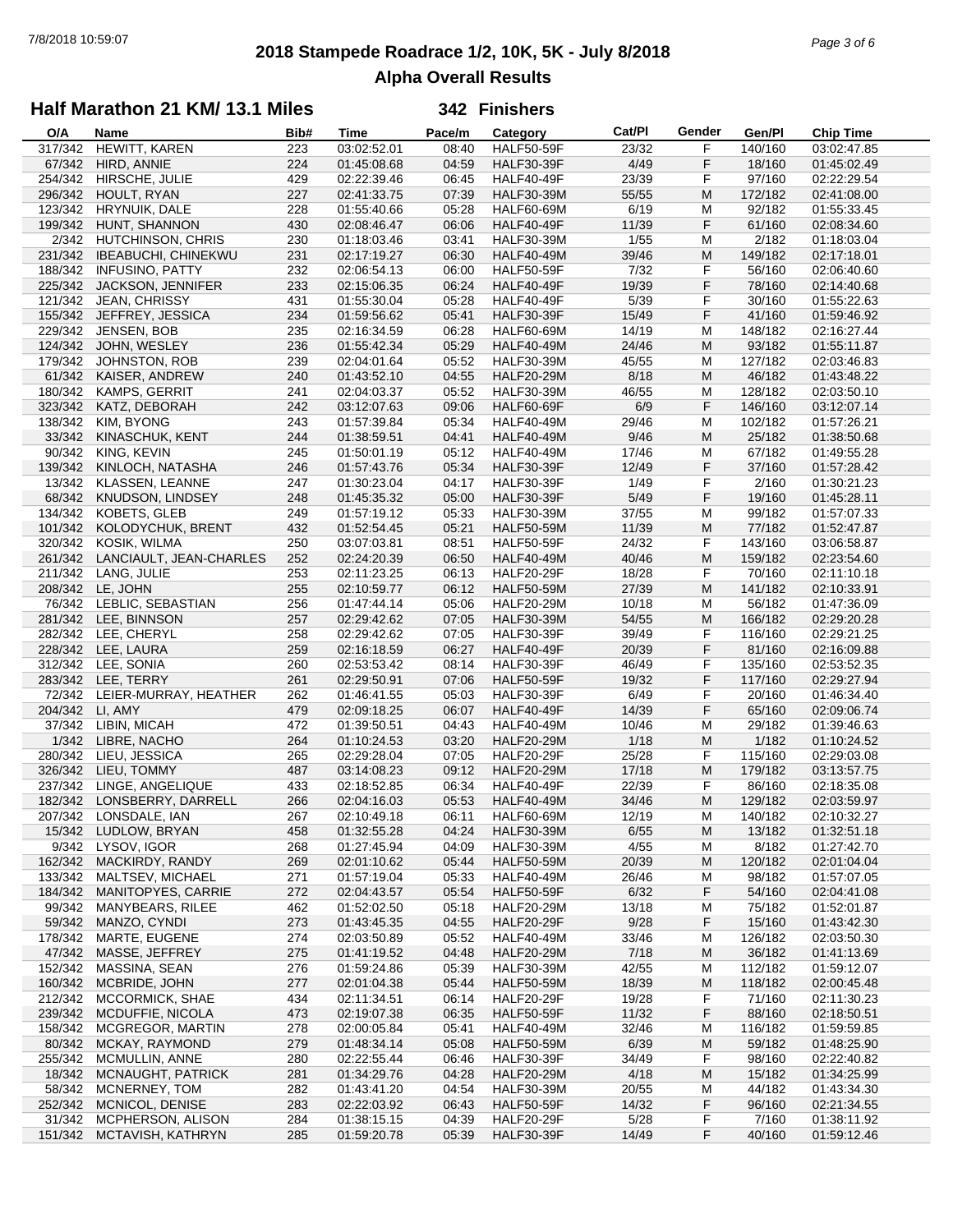# 2018 Stampede Roadrace 1/2, 10K, 5K - July 8/2018

## Alpha Overall Results

### Half Marathon 21 KM/ 13.1 Miles — 342 Finishers

| O/A | Name | Bib# | Time | Pace/m | Category | Cat/Pl | Gender | Gen/Pl | Chip Time |
|---|---|---|---|---|---|---|---|---|---|
| 317/342 | HEWITT, KAREN | 223 | 03:02:52.01 | 08:40 | HALF50-59F | 23/32 | F | 140/160 | 03:02:47.85 |
| 67/342 | HIRD, ANNIE | 224 | 01:45:08.68 | 04:59 | HALF30-39F | 4/49 | F | 18/160 | 01:45:02.49 |
| 254/342 | HIRSCHE, JULIE | 429 | 02:22:39.46 | 06:45 | HALF40-49F | 23/39 | F | 97/160 | 02:22:29.54 |
| 296/342 | HOULT, RYAN | 227 | 02:41:33.75 | 07:39 | HALF30-39M | 55/55 | M | 172/182 | 02:41:08.00 |
| 123/342 | HRYNUIK, DALE | 228 | 01:55:40.66 | 05:28 | HALF60-69M | 6/19 | M | 92/182 | 01:55:33.45 |
| 199/342 | HUNT, SHANNON | 430 | 02:08:46.47 | 06:06 | HALF40-49F | 11/39 | F | 61/160 | 02:08:34.60 |
| 2/342 | HUTCHINSON, CHRIS | 230 | 01:18:03.46 | 03:41 | HALF30-39M | 1/55 | M | 2/182 | 01:18:03.04 |
| 231/342 | IBEABUCHI, CHINEKWU | 231 | 02:17:19.27 | 06:30 | HALF40-49M | 39/46 | M | 149/182 | 02:17:18.01 |
| 188/342 | INFUSINO, PATTY | 232 | 02:06:54.13 | 06:00 | HALF50-59F | 7/32 | F | 56/160 | 02:06:40.60 |
| 225/342 | JACKSON, JENNIFER | 233 | 02:15:06.35 | 06:24 | HALF40-49F | 19/39 | F | 78/160 | 02:14:40.68 |
| 121/342 | JEAN, CHRISSY | 431 | 01:55:30.04 | 05:28 | HALF40-49F | 5/39 | F | 30/160 | 01:55:22.63 |
| 155/342 | JEFFREY, JESSICA | 234 | 01:59:56.62 | 05:41 | HALF30-39F | 15/49 | F | 41/160 | 01:59:46.92 |
| 229/342 | JENSEN, BOB | 235 | 02:16:34.59 | 06:28 | HALF60-69M | 14/19 | M | 148/182 | 02:16:27.44 |
| 124/342 | JOHN, WESLEY | 236 | 01:55:42.34 | 05:29 | HALF40-49M | 24/46 | M | 93/182 | 01:55:11.87 |
| 179/342 | JOHNSTON, ROB | 239 | 02:04:01.64 | 05:52 | HALF30-39M | 45/55 | M | 127/182 | 02:03:46.83 |
| 61/342 | KAISER, ANDREW | 240 | 01:43:52.10 | 04:55 | HALF20-29M | 8/18 | M | 46/182 | 01:43:48.22 |
| 180/342 | KAMPS, GERRIT | 241 | 02:04:03.37 | 05:52 | HALF30-39M | 46/55 | M | 128/182 | 02:03:50.10 |
| 323/342 | KATZ, DEBORAH | 242 | 03:12:07.63 | 09:06 | HALF60-69F | 6/9 | F | 146/160 | 03:12:07.14 |
| 138/342 | KIM, BYONG | 243 | 01:57:39.84 | 05:34 | HALF40-49M | 29/46 | M | 102/182 | 01:57:26.21 |
| 33/342 | KINASCHUK, KENT | 244 | 01:38:59.51 | 04:41 | HALF40-49M | 9/46 | M | 25/182 | 01:38:50.68 |
| 90/342 | KING, KEVIN | 245 | 01:50:01.19 | 05:12 | HALF40-49M | 17/46 | M | 67/182 | 01:49:55.28 |
| 139/342 | KINLOCH, NATASHA | 246 | 01:57:43.76 | 05:34 | HALF30-39F | 12/49 | F | 37/160 | 01:57:28.42 |
| 13/342 | KLASSEN, LEANNE | 247 | 01:30:23.04 | 04:17 | HALF30-39F | 1/49 | F | 2/160 | 01:30:21.23 |
| 68/342 | KNUDSON, LINDSEY | 248 | 01:45:35.32 | 05:00 | HALF30-39F | 5/49 | F | 19/160 | 01:45:28.11 |
| 134/342 | KOBETS, GLEB | 249 | 01:57:19.12 | 05:33 | HALF30-39M | 37/55 | M | 99/182 | 01:57:07.33 |
| 101/342 | KOLODYCHUK, BRENT | 432 | 01:52:54.45 | 05:21 | HALF50-59M | 11/39 | M | 77/182 | 01:52:47.87 |
| 320/342 | KOSIK, WILMA | 250 | 03:07:03.81 | 08:51 | HALF50-59F | 24/32 | F | 143/160 | 03:06:58.87 |
| 261/342 | LANCIAULT, JEAN-CHARLES | 252 | 02:24:20.39 | 06:50 | HALF40-49M | 40/46 | M | 159/182 | 02:23:54.60 |
| 211/342 | LANG, JULIE | 253 | 02:11:23.25 | 06:13 | HALF20-29F | 18/28 | F | 70/160 | 02:11:10.18 |
| 208/342 | LE, JOHN | 255 | 02:10:59.77 | 06:12 | HALF50-59M | 27/39 | M | 141/182 | 02:10:33.91 |
| 76/342 | LEBLIC, SEBASTIAN | 256 | 01:47:44.14 | 05:06 | HALF20-29M | 10/18 | M | 56/182 | 01:47:36.09 |
| 281/342 | LEE, BINNSON | 257 | 02:29:42.62 | 07:05 | HALF30-39M | 54/55 | M | 166/182 | 02:29:20.28 |
| 282/342 | LEE, CHERYL | 258 | 02:29:42.62 | 07:05 | HALF30-39F | 39/49 | F | 116/160 | 02:29:21.25 |
| 228/342 | LEE, LAURA | 259 | 02:16:18.59 | 06:27 | HALF40-49F | 20/39 | F | 81/160 | 02:16:09.88 |
| 312/342 | LEE, SONIA | 260 | 02:53:53.42 | 08:14 | HALF30-39F | 46/49 | F | 135/160 | 02:53:52.35 |
| 283/342 | LEE, TERRY | 261 | 02:29:50.91 | 07:06 | HALF50-59F | 19/32 | F | 117/160 | 02:29:27.94 |
| 72/342 | LEIER-MURRAY, HEATHER | 262 | 01:46:41.55 | 05:03 | HALF30-39F | 6/49 | F | 20/160 | 01:46:34.40 |
| 204/342 | LI, AMY | 479 | 02:09:18.25 | 06:07 | HALF40-49F | 14/39 | F | 65/160 | 02:09:06.74 |
| 37/342 | LIBIN, MICAH | 472 | 01:39:50.51 | 04:43 | HALF40-49M | 10/46 | M | 29/182 | 01:39:46.63 |
| 1/342 | LIBRE, NACHO | 264 | 01:10:24.53 | 03:20 | HALF20-29M | 1/18 | M | 1/182 | 01:10:24.52 |
| 280/342 | LIEU, JESSICA | 265 | 02:29:28.04 | 07:05 | HALF20-29F | 25/28 | F | 115/160 | 02:29:03.08 |
| 326/342 | LIEU, TOMMY | 487 | 03:14:08.23 | 09:12 | HALF20-29M | 17/18 | M | 179/182 | 03:13:57.75 |
| 237/342 | LINGE, ANGELIQUE | 433 | 02:18:52.85 | 06:34 | HALF40-49F | 22/39 | F | 86/160 | 02:18:35.08 |
| 182/342 | LONSBERRY, DARRELL | 266 | 02:04:16.03 | 05:53 | HALF40-49M | 34/46 | M | 129/182 | 02:03:59.97 |
| 207/342 | LONSDALE, IAN | 267 | 02:10:49.18 | 06:11 | HALF60-69M | 12/19 | M | 140/182 | 02:10:32.27 |
| 15/342 | LUDLOW, BRYAN | 458 | 01:32:55.28 | 04:24 | HALF30-39M | 6/55 | M | 13/182 | 01:32:51.18 |
| 9/342 | LYSOV, IGOR | 268 | 01:27:45.94 | 04:09 | HALF30-39M | 4/55 | M | 8/182 | 01:27:42.70 |
| 162/342 | MACKIRDY, RANDY | 269 | 02:01:10.62 | 05:44 | HALF50-59M | 20/39 | M | 120/182 | 02:01:04.04 |
| 133/342 | MALTSEV, MICHAEL | 271 | 01:57:19.04 | 05:33 | HALF40-49M | 26/46 | M | 98/182 | 01:57:07.05 |
| 184/342 | MANITOPYES, CARRIE | 272 | 02:04:43.57 | 05:54 | HALF50-59F | 6/32 | F | 54/160 | 02:04:41.08 |
| 99/342 | MANYBEARS, RILEE | 462 | 01:52:02.50 | 05:18 | HALF20-29M | 13/18 | M | 75/182 | 01:52:01.87 |
| 59/342 | MANZO, CYNDI | 273 | 01:43:45.35 | 04:55 | HALF20-29F | 9/28 | F | 15/160 | 01:43:42.30 |
| 178/342 | MARTE, EUGENE | 274 | 02:03:50.89 | 05:52 | HALF40-49M | 33/46 | M | 126/182 | 02:03:50.30 |
| 47/342 | MASSE, JEFFREY | 275 | 01:41:19.52 | 04:48 | HALF20-29M | 7/18 | M | 36/182 | 01:41:13.69 |
| 152/342 | MASSINA, SEAN | 276 | 01:59:24.86 | 05:39 | HALF30-39M | 42/55 | M | 112/182 | 01:59:12.07 |
| 160/342 | MCBRIDE, JOHN | 277 | 02:01:04.38 | 05:44 | HALF50-59M | 18/39 | M | 118/182 | 02:00:45.48 |
| 212/342 | MCCORMICK, SHAE | 434 | 02:11:34.51 | 06:14 | HALF20-29F | 19/28 | F | 71/160 | 02:11:30.23 |
| 239/342 | MCDUFFIE, NICOLA | 473 | 02:19:07.38 | 06:35 | HALF50-59F | 11/32 | F | 88/160 | 02:18:50.51 |
| 158/342 | MCGREGOR, MARTIN | 278 | 02:00:05.84 | 05:41 | HALF40-49M | 32/46 | M | 116/182 | 01:59:59.85 |
| 80/342 | MCKAY, RAYMOND | 279 | 01:48:34.14 | 05:08 | HALF50-59M | 6/39 | M | 59/182 | 01:48:25.90 |
| 255/342 | MCMULLIN, ANNE | 280 | 02:22:55.44 | 06:46 | HALF30-39F | 34/49 | F | 98/160 | 02:22:40.82 |
| 18/342 | MCNAUGHT, PATRICK | 281 | 01:34:29.76 | 04:28 | HALF20-29M | 4/18 | M | 15/182 | 01:34:25.99 |
| 58/342 | MCNERNEY, TOM | 282 | 01:43:41.20 | 04:54 | HALF30-39M | 20/55 | M | 44/182 | 01:43:34.30 |
| 252/342 | MCNICOL, DENISE | 283 | 02:22:03.92 | 06:43 | HALF50-59F | 14/32 | F | 96/160 | 02:21:34.55 |
| 31/342 | MCPHERSON, ALISON | 284 | 01:38:15.15 | 04:39 | HALF20-29F | 5/28 | F | 7/160 | 01:38:11.92 |
| 151/342 | MCTAVISH, KATHRYN | 285 | 01:59:20.78 | 05:39 | HALF30-39F | 14/49 | F | 40/160 | 01:59:12.46 |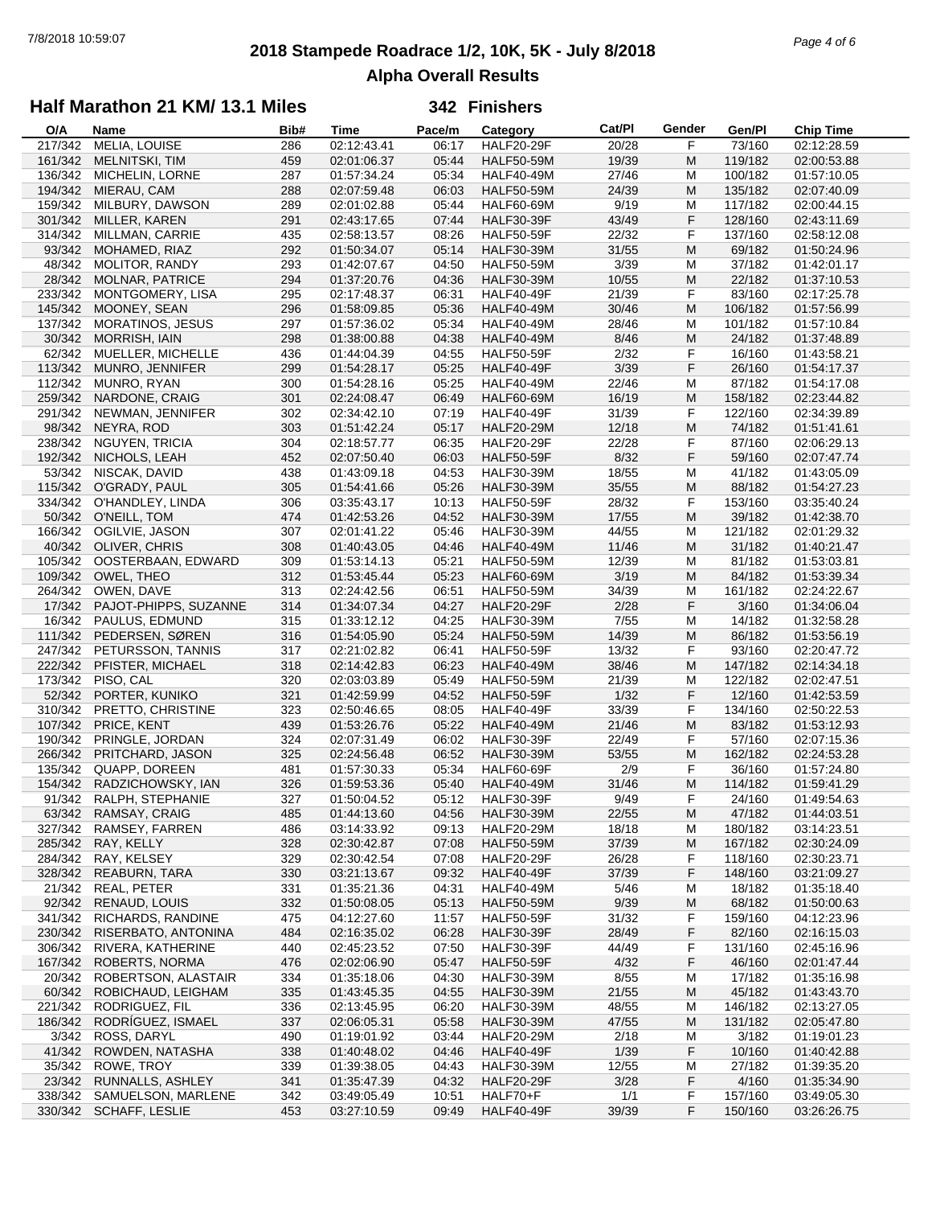# 2018 Stampede Roadrace 1/2, 10K, 5K - July 8/2018

## Alpha Overall Results

### Half Marathon 21 KM/ 13.1 Miles — 342 Finishers

| O/A | Name | Bib# | Time | Pace/m | Category | Cat/Pl | Gender | Gen/Pl | Chip Time |
|---|---|---|---|---|---|---|---|---|---|
| 217/342 | MELIA, LOUISE | 286 | 02:12:43.41 | 06:17 | HALF20-29F | 20/28 | F | 73/160 | 02:12:28.59 |
| 161/342 | MELNITSKI, TIM | 459 | 02:01:06.37 | 05:44 | HALF50-59M | 19/39 | M | 119/182 | 02:00:53.88 |
| 136/342 | MICHELIN, LORNE | 287 | 01:57:34.24 | 05:34 | HALF40-49M | 27/46 | M | 100/182 | 01:57:10.05 |
| 194/342 | MIERAU, CAM | 288 | 02:07:59.48 | 06:03 | HALF50-59M | 24/39 | M | 135/182 | 02:07:40.09 |
| 159/342 | MILBURY, DAWSON | 289 | 02:01:02.88 | 05:44 | HALF60-69M | 9/19 | M | 117/182 | 02:00:44.15 |
| 301/342 | MILLER, KAREN | 291 | 02:43:17.65 | 07:44 | HALF30-39F | 43/49 | F | 128/160 | 02:43:11.69 |
| 314/342 | MILLMAN, CARRIE | 435 | 02:58:13.57 | 08:26 | HALF50-59F | 22/32 | F | 137/160 | 02:58:12.08 |
| 93/342 | MOHAMED, RIAZ | 292 | 01:50:34.07 | 05:14 | HALF30-39M | 31/55 | M | 69/182 | 01:50:24.96 |
| 48/342 | MOLITOR, RANDY | 293 | 01:42:07.67 | 04:50 | HALF50-59M | 3/39 | M | 37/182 | 01:42:01.17 |
| 28/342 | MOLNAR, PATRICE | 294 | 01:37:20.76 | 04:36 | HALF30-39M | 10/55 | M | 22/182 | 01:37:10.53 |
| 233/342 | MONTGOMERY, LISA | 295 | 02:17:48.37 | 06:31 | HALF40-49F | 21/39 | F | 83/160 | 02:17:25.78 |
| 145/342 | MOONEY, SEAN | 296 | 01:58:09.85 | 05:36 | HALF40-49M | 30/46 | M | 106/182 | 01:57:56.99 |
| 137/342 | MORATINOS, JESUS | 297 | 01:57:36.02 | 05:34 | HALF40-49M | 28/46 | M | 101/182 | 01:57:10.84 |
| 30/342 | MORRISH, IAIN | 298 | 01:38:00.88 | 04:38 | HALF40-49M | 8/46 | M | 24/182 | 01:37:48.89 |
| 62/342 | MUELLER, MICHELLE | 436 | 01:44:04.39 | 04:55 | HALF50-59F | 2/32 | F | 16/160 | 01:43:58.21 |
| 113/342 | MUNRO, JENNIFER | 299 | 01:54:28.17 | 05:25 | HALF40-49F | 3/39 | F | 26/160 | 01:54:17.37 |
| 112/342 | MUNRO, RYAN | 300 | 01:54:28.16 | 05:25 | HALF40-49M | 22/46 | M | 87/182 | 01:54:17.08 |
| 259/342 | NARDONE, CRAIG | 301 | 02:24:08.47 | 06:49 | HALF60-69M | 16/19 | M | 158/182 | 02:23:44.82 |
| 291/342 | NEWMAN, JENNIFER | 302 | 02:34:42.10 | 07:19 | HALF40-49F | 31/39 | F | 122/160 | 02:34:39.89 |
| 98/342 | NEYRA, ROD | 303 | 01:51:42.24 | 05:17 | HALF20-29M | 12/18 | M | 74/182 | 01:51:41.61 |
| 238/342 | NGUYEN, TRICIA | 304 | 02:18:57.77 | 06:35 | HALF20-29F | 22/28 | F | 87/160 | 02:06:29.13 |
| 192/342 | NICHOLS, LEAH | 452 | 02:07:50.40 | 06:03 | HALF50-59F | 8/32 | F | 59/160 | 02:07:47.74 |
| 53/342 | NISCAK, DAVID | 438 | 01:43:09.18 | 04:53 | HALF30-39M | 18/55 | M | 41/182 | 01:43:05.09 |
| 115/342 | O'GRADY, PAUL | 305 | 01:54:41.66 | 05:26 | HALF30-39M | 35/55 | M | 88/182 | 01:54:27.23 |
| 334/342 | O'HANDLEY, LINDA | 306 | 03:35:43.17 | 10:13 | HALF50-59F | 28/32 | F | 153/160 | 03:35:40.24 |
| 50/342 | O'NEILL, TOM | 474 | 01:42:53.26 | 04:52 | HALF30-39M | 17/55 | M | 39/182 | 01:42:38.70 |
| 166/342 | OGILVIE, JASON | 307 | 02:01:41.22 | 05:46 | HALF30-39M | 44/55 | M | 121/182 | 02:01:29.32 |
| 40/342 | OLIVER, CHRIS | 308 | 01:40:43.05 | 04:46 | HALF40-49M | 11/46 | M | 31/182 | 01:40:21.47 |
| 105/342 | OOSTERBAAN, EDWARD | 309 | 01:53:14.13 | 05:21 | HALF50-59M | 12/39 | M | 81/182 | 01:53:03.81 |
| 109/342 | OWEL, THEO | 312 | 01:53:45.44 | 05:23 | HALF60-69M | 3/19 | M | 84/182 | 01:53:39.34 |
| 264/342 | OWEN, DAVE | 313 | 02:24:42.56 | 06:51 | HALF50-59M | 34/39 | M | 161/182 | 02:24:22.67 |
| 17/342 | PAJOT-PHIPPS, SUZANNE | 314 | 01:34:07.34 | 04:27 | HALF20-29F | 2/28 | F | 3/160 | 01:34:06.04 |
| 16/342 | PAULUS, EDMUND | 315 | 01:33:12.12 | 04:25 | HALF30-39M | 7/55 | M | 14/182 | 01:32:58.28 |
| 111/342 | PEDERSEN, SØREN | 316 | 01:54:05.90 | 05:24 | HALF50-59M | 14/39 | M | 86/182 | 01:53:56.19 |
| 247/342 | PETURSSON, TANNIS | 317 | 02:21:02.82 | 06:41 | HALF50-59F | 13/32 | F | 93/160 | 02:20:47.72 |
| 222/342 | PFISTER, MICHAEL | 318 | 02:14:42.83 | 06:23 | HALF40-49M | 38/46 | M | 147/182 | 02:14:34.18 |
| 173/342 | PISO, CAL | 320 | 02:03:03.89 | 05:49 | HALF50-59M | 21/39 | M | 122/182 | 02:02:47.51 |
| 52/342 | PORTER, KUNIKO | 321 | 01:42:59.99 | 04:52 | HALF50-59F | 1/32 | F | 12/160 | 01:42:53.59 |
| 310/342 | PRETTO, CHRISTINE | 323 | 02:50:46.65 | 08:05 | HALF40-49F | 33/39 | F | 134/160 | 02:50:22.53 |
| 107/342 | PRICE, KENT | 439 | 01:53:26.76 | 05:22 | HALF40-49M | 21/46 | M | 83/182 | 01:53:12.93 |
| 190/342 | PRINGLE, JORDAN | 324 | 02:07:31.49 | 06:02 | HALF30-39F | 22/49 | F | 57/160 | 02:07:15.36 |
| 266/342 | PRITCHARD, JASON | 325 | 02:24:56.48 | 06:52 | HALF30-39M | 53/55 | M | 162/182 | 02:24:53.28 |
| 135/342 | QUAPP, DOREEN | 481 | 01:57:30.33 | 05:34 | HALF60-69F | 2/9 | F | 36/160 | 01:57:24.80 |
| 154/342 | RADZICHOWSKY, IAN | 326 | 01:59:53.36 | 05:40 | HALF40-49M | 31/46 | M | 114/182 | 01:59:41.29 |
| 91/342 | RALPH, STEPHANIE | 327 | 01:50:04.52 | 05:12 | HALF30-39F | 9/49 | F | 24/160 | 01:49:54.63 |
| 63/342 | RAMSAY, CRAIG | 485 | 01:44:13.60 | 04:56 | HALF30-39M | 22/55 | M | 47/182 | 01:44:03.51 |
| 327/342 | RAMSEY, FARREN | 486 | 03:14:33.92 | 09:13 | HALF20-29M | 18/18 | M | 180/182 | 03:14:23.51 |
| 285/342 | RAY, KELLY | 328 | 02:30:42.87 | 07:08 | HALF50-59M | 37/39 | M | 167/182 | 02:30:24.09 |
| 284/342 | RAY, KELSEY | 329 | 02:30:42.54 | 07:08 | HALF20-29F | 26/28 | F | 118/160 | 02:30:23.71 |
| 328/342 | REABURN, TARA | 330 | 03:21:13.67 | 09:32 | HALF40-49F | 37/39 | F | 148/160 | 03:21:09.27 |
| 21/342 | REAL, PETER | 331 | 01:35:21.36 | 04:31 | HALF40-49M | 5/46 | M | 18/182 | 01:35:18.40 |
| 92/342 | RENAUD, LOUIS | 332 | 01:50:08.05 | 05:13 | HALF50-59M | 9/39 | M | 68/182 | 01:50:00.63 |
| 341/342 | RICHARDS, RANDINE | 475 | 04:12:27.60 | 11:57 | HALF50-59F | 31/32 | F | 159/160 | 04:12:23.96 |
| 230/342 | RISERBATO, ANTONINA | 484 | 02:16:35.02 | 06:28 | HALF30-39F | 28/49 | F | 82/160 | 02:16:15.03 |
| 306/342 | RIVERA, KATHERINE | 440 | 02:45:23.52 | 07:50 | HALF30-39F | 44/49 | F | 131/160 | 02:45:16.96 |
| 167/342 | ROBERTS, NORMA | 476 | 02:02:06.90 | 05:47 | HALF50-59F | 4/32 | F | 46/160 | 02:01:47.44 |
| 20/342 | ROBERTSON, ALASTAIR | 334 | 01:35:18.06 | 04:30 | HALF30-39M | 8/55 | M | 17/182 | 01:35:16.98 |
| 60/342 | ROBICHAUD, LEIGHAM | 335 | 01:43:45.35 | 04:55 | HALF30-39M | 21/55 | M | 45/182 | 01:43:43.70 |
| 221/342 | RODRIGUEZ, FIL | 336 | 02:13:45.95 | 06:20 | HALF30-39M | 48/55 | M | 146/182 | 02:13:27.05 |
| 186/342 | RODRÍGUEZ, ISMAEL | 337 | 02:06:05.31 | 05:58 | HALF30-39M | 47/55 | M | 131/182 | 02:05:47.80 |
| 3/342 | ROSS, DARYL | 490 | 01:19:01.92 | 03:44 | HALF20-29M | 2/18 | M | 3/182 | 01:19:01.23 |
| 41/342 | ROWDEN, NATASHA | 338 | 01:40:48.02 | 04:46 | HALF40-49F | 1/39 | F | 10/160 | 01:40:42.88 |
| 35/342 | ROWE, TROY | 339 | 01:39:38.05 | 04:43 | HALF30-39M | 12/55 | M | 27/182 | 01:39:35.20 |
| 23/342 | RUNNALLS, ASHLEY | 341 | 01:35:47.39 | 04:32 | HALF20-29F | 3/28 | F | 4/160 | 01:35:34.90 |
| 338/342 | SAMUELSON, MARLENE | 342 | 03:49:05.49 | 10:51 | HALF70+F | 1/1 | F | 157/160 | 03:49:05.30 |
| 330/342 | SCHAFF, LESLIE | 453 | 03:27:10.59 | 09:49 | HALF40-49F | 39/39 | F | 150/160 | 03:26:26.75 |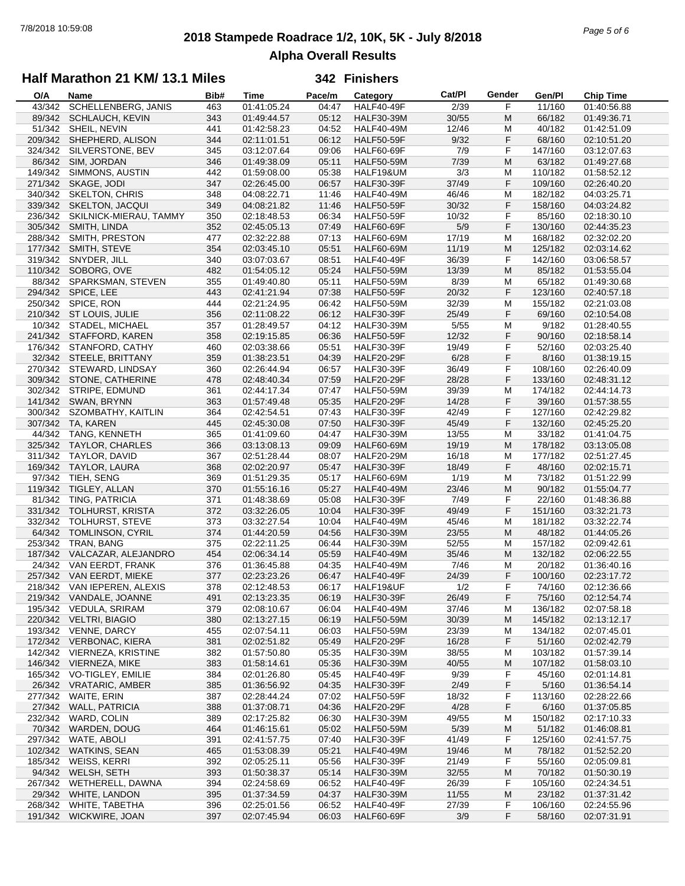# 2018 Stampede Roadrace 1/2, 10K, 5K - July 8/2018

## Alpha Overall Results

### Half Marathon 21 KM/ 13.1 Miles — 342 Finishers

| O/A | Name | Bib# | Time | Pace/m | Category | Cat/Pl | Gender | Gen/Pl | Chip Time |
|---|---|---|---|---|---|---|---|---|---|
| 43/342 | SCHELLENBERG, JANIS | 463 | 01:41:05.24 | 04:47 | HALF40-49F | 2/39 | F | 11/160 | 01:40:56.88 |
| 89/342 | SCHLAUCH, KEVIN | 343 | 01:49:44.57 | 05:12 | HALF30-39M | 30/55 | M | 66/182 | 01:49:36.71 |
| 51/342 | SHEIL, NEVIN | 441 | 01:42:58.23 | 04:52 | HALF40-49M | 12/46 | M | 40/182 | 01:42:51.09 |
| 209/342 | SHEPHERD, ALISON | 344 | 02:11:01.51 | 06:12 | HALF50-59F | 9/32 | F | 68/160 | 02:10:51.20 |
| 324/342 | SILVERSTONE, BEV | 345 | 03:12:07.64 | 09:06 | HALF60-69F | 7/9 | F | 147/160 | 03:12:07.63 |
| 86/342 | SIM, JORDAN | 346 | 01:49:38.09 | 05:11 | HALF50-59M | 7/39 | M | 63/182 | 01:49:27.68 |
| 149/342 | SIMMONS, AUSTIN | 442 | 01:59:08.00 | 05:38 | HALF19&UM | 3/3 | M | 110/182 | 01:58:52.12 |
| 271/342 | SKAGE, JODI | 347 | 02:26:45.00 | 06:57 | HALF30-39F | 37/49 | F | 109/160 | 02:26:40.20 |
| 340/342 | SKELTON, CHRIS | 348 | 04:08:22.71 | 11:46 | HALF40-49M | 46/46 | M | 182/182 | 04:03:25.71 |
| 339/342 | SKELTON, JACQUI | 349 | 04:08:21.82 | 11:46 | HALF50-59F | 30/32 | F | 158/160 | 04:03:24.82 |
| 236/342 | SKILNICK-MIERAU, TAMMY | 350 | 02:18:48.53 | 06:34 | HALF50-59F | 10/32 | F | 85/160 | 02:18:30.10 |
| 305/342 | SMITH, LINDA | 352 | 02:45:05.13 | 07:49 | HALF60-69F | 5/9 | F | 130/160 | 02:44:35.23 |
| 288/342 | SMITH, PRESTON | 477 | 02:32:22.88 | 07:13 | HALF60-69M | 17/19 | M | 168/182 | 02:32:02.20 |
| 177/342 | SMITH, STEVE | 354 | 02:03:45.10 | 05:51 | HALF60-69M | 11/19 | M | 125/182 | 02:03:14.62 |
| 319/342 | SNYDER, JILL | 340 | 03:07:03.67 | 08:51 | HALF40-49F | 36/39 | F | 142/160 | 03:06:58.57 |
| 110/342 | SOBORG, OVE | 482 | 01:54:05.12 | 05:24 | HALF50-59M | 13/39 | M | 85/182 | 01:53:55.04 |
| 88/342 | SPARKSMAN, STEVEN | 355 | 01:49:40.80 | 05:11 | HALF50-59M | 8/39 | M | 65/182 | 01:49:30.68 |
| 294/342 | SPICE, LEE | 443 | 02:41:21.94 | 07:38 | HALF50-59F | 20/32 | F | 123/160 | 02:40:57.18 |
| 250/342 | SPICE, RON | 444 | 02:21:24.95 | 06:42 | HALF50-59M | 32/39 | M | 155/182 | 02:21:03.08 |
| 210/342 | ST LOUIS, JULIE | 356 | 02:11:08.22 | 06:12 | HALF30-39F | 25/49 | F | 69/160 | 02:10:54.08 |
| 10/342 | STADEL, MICHAEL | 357 | 01:28:49.57 | 04:12 | HALF30-39M | 5/55 | M | 9/182 | 01:28:40.55 |
| 241/342 | STAFFORD, KAREN | 358 | 02:19:15.85 | 06:36 | HALF50-59F | 12/32 | F | 90/160 | 02:18:58.14 |
| 176/342 | STANFORD, CATHY | 460 | 02:03:38.66 | 05:51 | HALF30-39F | 19/49 | F | 52/160 | 02:03:25.40 |
| 32/342 | STEELE, BRITTANY | 359 | 01:38:23.51 | 04:39 | HALF20-29F | 6/28 | F | 8/160 | 01:38:19.15 |
| 270/342 | STEWARD, LINDSAY | 360 | 02:26:44.94 | 06:57 | HALF30-39F | 36/49 | F | 108/160 | 02:26:40.09 |
| 309/342 | STONE, CATHERINE | 478 | 02:48:40.34 | 07:59 | HALF20-29F | 28/28 | F | 133/160 | 02:48:31.12 |
| 302/342 | STRIPE, EDMUND | 361 | 02:44:17.34 | 07:47 | HALF50-59M | 39/39 | M | 174/182 | 02:44:14.73 |
| 141/342 | SWAN, BRYNN | 363 | 01:57:49.48 | 05:35 | HALF20-29F | 14/28 | F | 39/160 | 01:57:38.55 |
| 300/342 | SZOMBATHY, KAITLIN | 364 | 02:42:54.51 | 07:43 | HALF30-39F | 42/49 | F | 127/160 | 02:42:29.82 |
| 307/342 | TA, KAREN | 445 | 02:45:30.08 | 07:50 | HALF30-39F | 45/49 | F | 132/160 | 02:45:25.20 |
| 44/342 | TANG, KENNETH | 365 | 01:41:09.60 | 04:47 | HALF30-39M | 13/55 | M | 33/182 | 01:41:04.75 |
| 325/342 | TAYLOR, CHARLES | 366 | 03:13:08.13 | 09:09 | HALF60-69M | 19/19 | M | 178/182 | 03:13:05.08 |
| 311/342 | TAYLOR, DAVID | 367 | 02:51:28.44 | 08:07 | HALF20-29M | 16/18 | M | 177/182 | 02:51:27.45 |
| 169/342 | TAYLOR, LAURA | 368 | 02:02:20.97 | 05:47 | HALF30-39F | 18/49 | F | 48/160 | 02:02:15.71 |
| 97/342 | TIEH, SENG | 369 | 01:51:29.35 | 05:17 | HALF60-69M | 1/19 | M | 73/182 | 01:51:22.99 |
| 119/342 | TIGLEY, ALLAN | 370 | 01:55:16.16 | 05:27 | HALF40-49M | 23/46 | M | 90/182 | 01:55:04.77 |
| 81/342 | TING, PATRICIA | 371 | 01:48:38.69 | 05:08 | HALF30-39F | 7/49 | F | 22/160 | 01:48:36.88 |
| 331/342 | TOLHURST, KRISTA | 372 | 03:32:26.05 | 10:04 | HALF30-39F | 49/49 | F | 151/160 | 03:32:21.73 |
| 332/342 | TOLHURST, STEVE | 373 | 03:32:27.54 | 10:04 | HALF40-49M | 45/46 | M | 181/182 | 03:32:22.74 |
| 64/342 | TOMLINSON, CYRIL | 374 | 01:44:20.59 | 04:56 | HALF30-39M | 23/55 | M | 48/182 | 01:44:05.26 |
| 253/342 | TRAN, BANG | 375 | 02:22:11.25 | 06:44 | HALF30-39M | 52/55 | M | 157/182 | 02:09:42.61 |
| 187/342 | VALCAZAR, ALEJANDRO | 454 | 02:06:34.14 | 05:59 | HALF40-49M | 35/46 | M | 132/182 | 02:06:22.55 |
| 24/342 | VAN EERDT, FRANK | 376 | 01:36:45.88 | 04:35 | HALF40-49M | 7/46 | M | 20/182 | 01:36:40.16 |
| 257/342 | VAN EERDT, MIEKE | 377 | 02:23:23.26 | 06:47 | HALF40-49F | 24/39 | F | 100/160 | 02:23:17.72 |
| 218/342 | VAN IEPEREN, ALEXIS | 378 | 02:12:48.53 | 06:17 | HALF19&UF | 1/2 | F | 74/160 | 02:12:36.66 |
| 219/342 | VANDALE, JOANNE | 491 | 02:13:23.35 | 06:19 | HALF30-39F | 26/49 | F | 75/160 | 02:12:54.74 |
| 195/342 | VEDULA, SRIRAM | 379 | 02:08:10.67 | 06:04 | HALF40-49M | 37/46 | M | 136/182 | 02:07:58.18 |
| 220/342 | VELTRI, BIAGIO | 380 | 02:13:27.15 | 06:19 | HALF50-59M | 30/39 | M | 145/182 | 02:13:12.17 |
| 193/342 | VENNE, DARCY | 455 | 02:07:54.11 | 06:03 | HALF50-59M | 23/39 | M | 134/182 | 02:07:45.01 |
| 172/342 | VERBONAC, KIERA | 381 | 02:02:51.82 | 05:49 | HALF20-29F | 16/28 | F | 51/160 | 02:02:42.79 |
| 142/342 | VIERNEZA, KRISTINE | 382 | 01:57:50.80 | 05:35 | HALF30-39M | 38/55 | M | 103/182 | 01:57:39.14 |
| 146/342 | VIERNEZA, MIKE | 383 | 01:58:14.61 | 05:36 | HALF30-39M | 40/55 | M | 107/182 | 01:58:03.10 |
| 165/342 | VO-TIGLEY, EMILIE | 384 | 02:01:26.80 | 05:45 | HALF40-49F | 9/39 | F | 45/160 | 02:01:14.81 |
| 26/342 | VRATARIC, AMBER | 385 | 01:36:56.92 | 04:35 | HALF30-39F | 2/49 | F | 5/160 | 01:36:54.14 |
| 277/342 | WAITE, ERIN | 387 | 02:28:44.24 | 07:02 | HALF50-59F | 18/32 | F | 113/160 | 02:28:22.66 |
| 27/342 | WALL, PATRICIA | 388 | 01:37:08.71 | 04:36 | HALF20-29F | 4/28 | F | 6/160 | 01:37:05.85 |
| 232/342 | WARD, COLIN | 389 | 02:17:25.82 | 06:30 | HALF30-39M | 49/55 | M | 150/182 | 02:17:10.33 |
| 70/342 | WARDEN, DOUG | 464 | 01:46:15.61 | 05:02 | HALF50-59M | 5/39 | M | 51/182 | 01:46:08.81 |
| 297/342 | WATE, ABOLI | 391 | 02:41:57.75 | 07:40 | HALF30-39F | 41/49 | F | 125/160 | 02:41:57.75 |
| 102/342 | WATKINS, SEAN | 465 | 01:53:08.39 | 05:21 | HALF40-49M | 19/46 | M | 78/182 | 01:52:52.20 |
| 185/342 | WEISS, KERRI | 392 | 02:05:25.11 | 05:56 | HALF30-39F | 21/49 | F | 55/160 | 02:05:09.81 |
| 94/342 | WELSH, SETH | 393 | 01:50:38.37 | 05:14 | HALF30-39M | 32/55 | M | 70/182 | 01:50:30.19 |
| 267/342 | WETHERELL, DAWNA | 394 | 02:24:58.69 | 06:52 | HALF40-49F | 26/39 | F | 105/160 | 02:24:34.51 |
| 29/342 | WHITE, LANDON | 395 | 01:37:34.59 | 04:37 | HALF30-39M | 11/55 | M | 23/182 | 01:37:31.42 |
| 268/342 | WHITE, TABETHA | 396 | 02:25:01.56 | 06:52 | HALF40-49F | 27/39 | F | 106/160 | 02:24:55.96 |
| 191/342 | WICKWIRE, JOAN | 397 | 02:07:45.94 | 06:03 | HALF60-69F | 3/9 | F | 58/160 | 02:07:31.91 |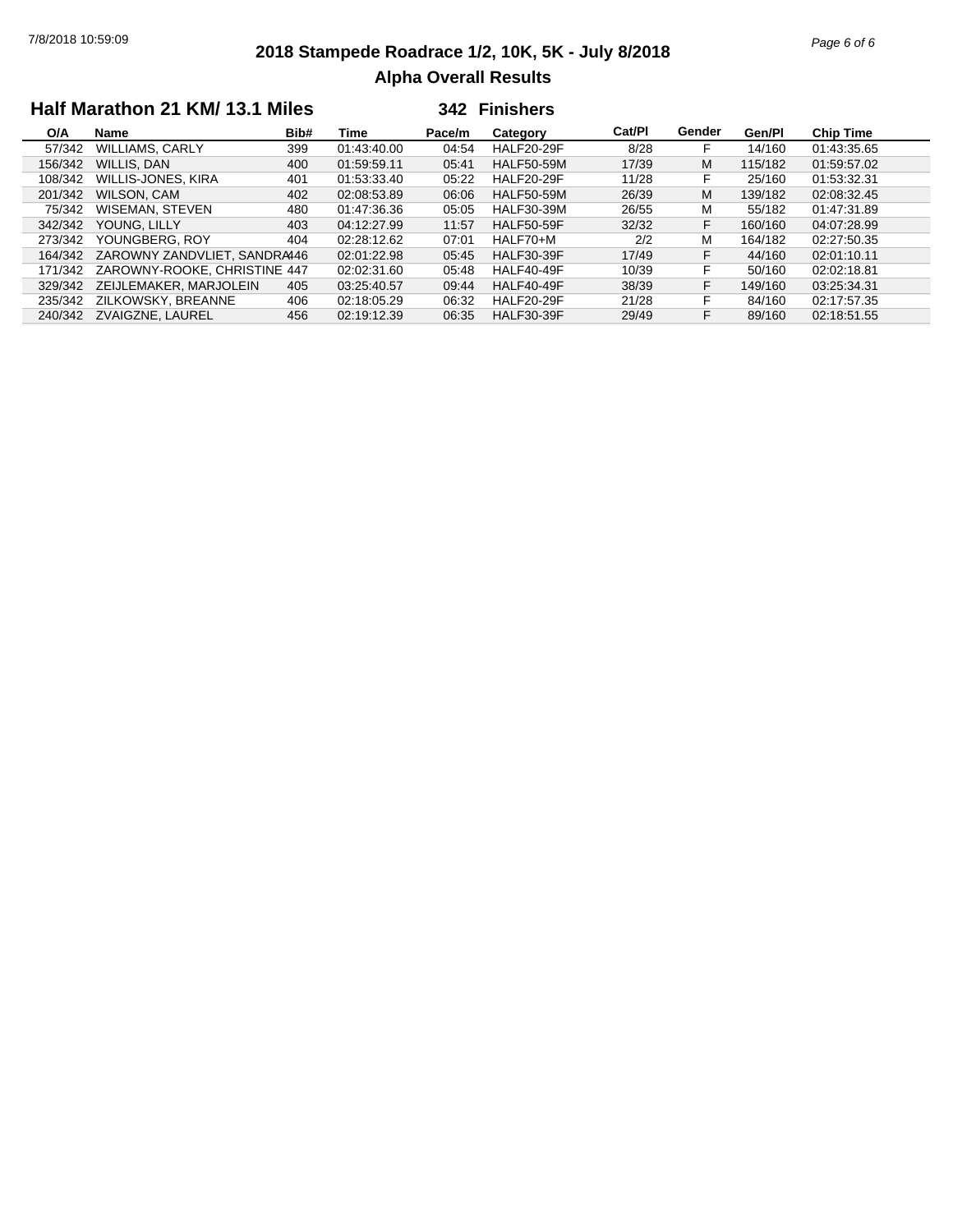## Half Marathon 21 KM/ 13.1 Miles

**342 Finishers**

| O/A | Name | Bib# | Time | Pace/m | Category | Cat/Pl | Gender | Gen/Pl | Chip Time |
|---|---|---|---|---|---|---|---|---|---|
| 57/342 | WILLIAMS, CARLY | 399 | 01:43:40.00 | 04:54 | HALF20-29F | 8/28 | F | 14/160 | 01:43:35.65 |
| 156/342 | WILLIS, DAN | 400 | 01:59:59.11 | 05:41 | HALF50-59M | 17/39 | M | 115/182 | 01:59:57.02 |
| 108/342 | WILLIS-JONES, KIRA | 401 | 01:53:33.40 | 05:22 | HALF20-29F | 11/28 | F | 25/160 | 01:53:32.31 |
| 201/342 | WILSON, CAM | 402 | 02:08:53.89 | 06:06 | HALF50-59M | 26/39 | M | 139/182 | 02:08:32.45 |
| 75/342 | WISEMAN, STEVEN | 480 | 01:47:36.36 | 05:05 | HALF30-39M | 26/55 | M | 55/182 | 01:47:31.89 |
| 342/342 | YOUNG, LILLY | 403 | 04:12:27.99 | 11:57 | HALF50-59F | 32/32 | F | 160/160 | 04:07:28.99 |
| 273/342 | YOUNGBERG, ROY | 404 | 02:28:12.62 | 07:01 | HALF70+M | 2/2 | M | 164/182 | 02:27:50.35 |
| 164/342 | ZAROWNY ZANDVLIET, SANDRA | 446 | 02:01:22.98 | 05:45 | HALF30-39F | 17/49 | F | 44/160 | 02:01:10.11 |
| 171/342 | ZAROWNY-ROOKE, CHRISTINE | 447 | 02:02:31.60 | 05:48 | HALF40-49F | 10/39 | F | 50/160 | 02:02:18.81 |
| 329/342 | ZEIJLEMAKER, MARJOLEIN | 405 | 03:25:40.57 | 09:44 | HALF40-49F | 38/39 | F | 149/160 | 03:25:34.31 |
| 235/342 | ZILKOWSKY, BREANNE | 406 | 02:18:05.29 | 06:32 | HALF20-29F | 21/28 | F | 84/160 | 02:17:57.35 |
| 240/342 | ZVAIGZNE, LAUREL | 456 | 02:19:12.39 | 06:35 | HALF30-39F | 29/49 | F | 89/160 | 02:18:51.55 |